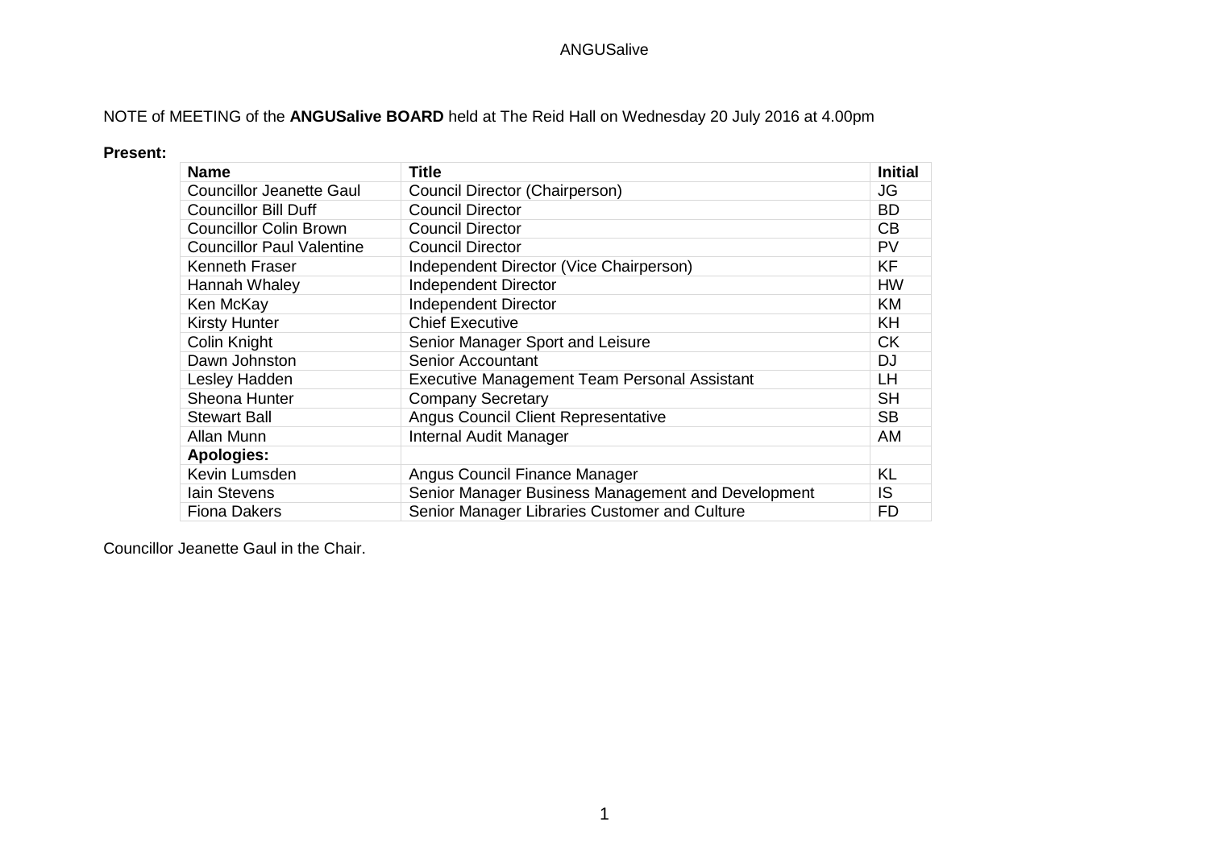NOTE of MEETING of the **ANGUSalive BOARD** held at The Reid Hall on Wednesday 20 July 2016 at 4.00pm

**Present:**

| Name | Title | Initial |
|---|---|---|
| Councillor Jeanette Gaul | Council Director (Chairperson) | JG |
| Councillor Bill Duff | Council Director | BD |
| Councillor Colin Brown | Council Director | CB |
| Councillor Paul Valentine | Council Director | PV |
| Kenneth Fraser | Independent Director (Vice Chairperson) | KF |
| Hannah Whaley | Independent Director | HW |
| Ken McKay | Independent Director | KM |
| Kirsty Hunter | Chief Executive | KH |
| Colin Knight | Senior Manager Sport and Leisure | CK |
| Dawn Johnston | Senior Accountant | DJ |
| Lesley Hadden | Executive Management Team Personal Assistant | LH |
| Sheona Hunter | Company Secretary | SH |
| Stewart Ball | Angus Council Client Representative | SB |
| Allan Munn | Internal Audit Manager | AM |
| **Apologies:** | | |
| Kevin Lumsden | Angus Council Finance Manager | KL |
| Iain Stevens | Senior Manager Business Management and Development | IS |
| Fiona Dakers | Senior Manager Libraries Customer and Culture | FD |

Councillor Jeanette Gaul in the Chair.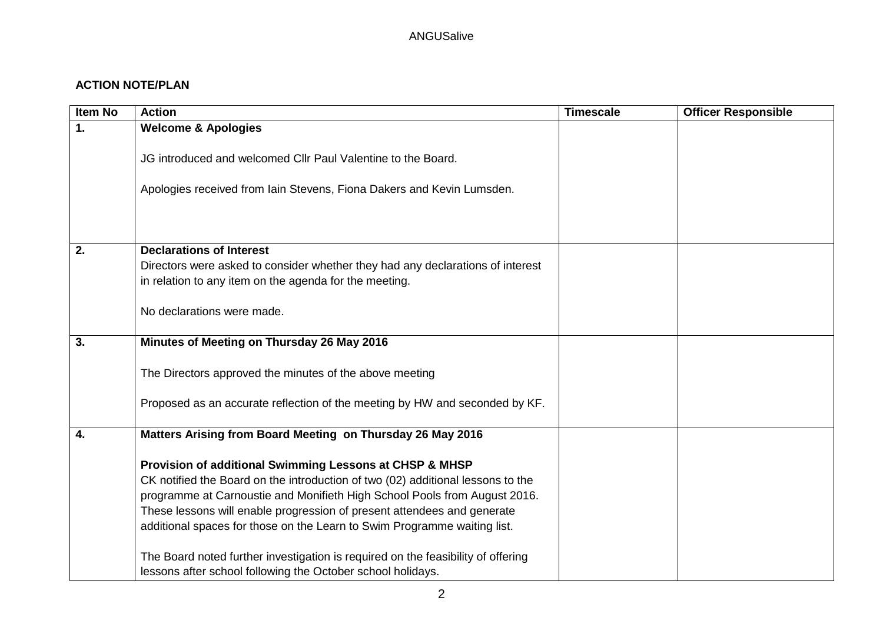ANGUSalive

**ACTION NOTE/PLAN**

| Item No | Action | Timescale | Officer Responsible |
|---|---|---|---|
| **1.** | **Welcome & Apologies**<br><br>JG introduced and welcomed Cllr Paul Valentine to the Board.<br><br>Apologies received from Iain Stevens, Fiona Dakers and Kevin Lumsden. | | |
| **2.** | **Declarations of Interest**<br>Directors were asked to consider whether they had any declarations of interest in relation to any item on the agenda for the meeting.<br><br>No declarations were made. | | |
| **3.** | **Minutes of Meeting on Thursday 26 May 2016**<br><br>The Directors approved the minutes of the above meeting<br><br>Proposed as an accurate reflection of the meeting by HW and seconded by KF. | | |
| **4.** | **Matters Arising from Board Meeting on Thursday 26 May 2016**<br><br>**Provision of additional Swimming Lessons at CHSP & MHSP**<br>CK notified the Board on the introduction of two (02) additional lessons to the programme at Carnoustie and Monifieth High School Pools from August 2016. These lessons will enable progression of present attendees and generate additional spaces for those on the Learn to Swim Programme waiting list.<br><br>The Board noted further investigation is required on the feasibility of offering lessons after school following the October school holidays. | | |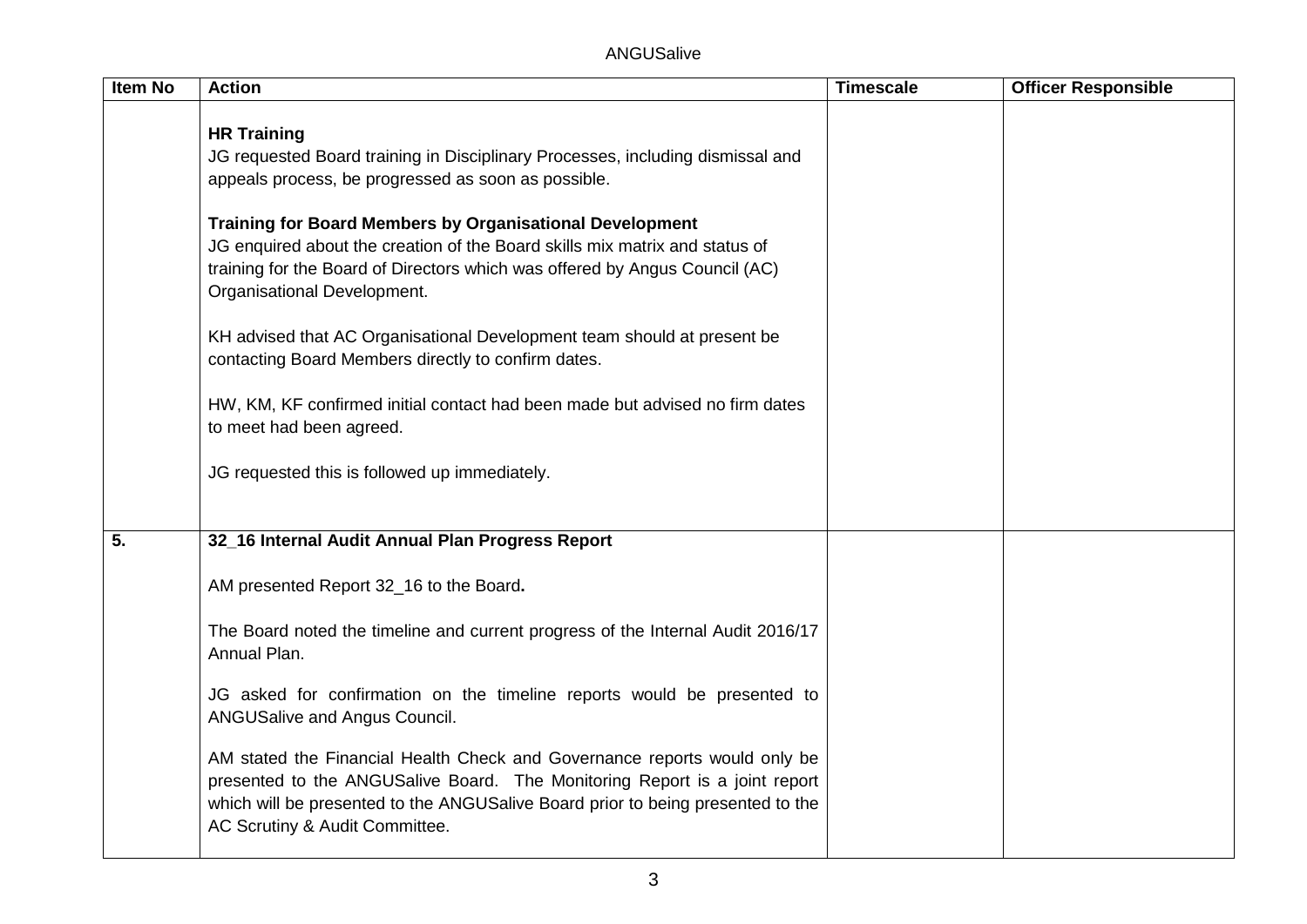| Item No | Action | Timescale | Officer Responsible |
|---|---|---|---|
| | **HR Training**<br>JG requested Board training in Disciplinary Processes, including dismissal and appeals process, be progressed as soon as possible.<br><br>**Training for Board Members by Organisational Development**<br>JG enquired about the creation of the Board skills mix matrix and status of training for the Board of Directors which was offered by Angus Council (AC) Organisational Development.<br><br>KH advised that AC Organisational Development team should at present be contacting Board Members directly to confirm dates.<br><br>HW, KM, KF confirmed initial contact had been made but advised no firm dates to meet had been agreed.<br><br>JG requested this is followed up immediately. | | |
| **5.** | **32_16 Internal Audit Annual Plan Progress Report**<br><br>AM presented Report 32_16 to the Board**.**<br><br>The Board noted the timeline and current progress of the Internal Audit 2016/17 Annual Plan.<br><br>JG asked for confirmation on the timeline reports would be presented to ANGUSalive and Angus Council.<br><br>AM stated the Financial Health Check and Governance reports would only be presented to the ANGUSalive Board. The Monitoring Report is a joint report which will be presented to the ANGUSalive Board prior to being presented to the AC Scrutiny & Audit Committee. | | |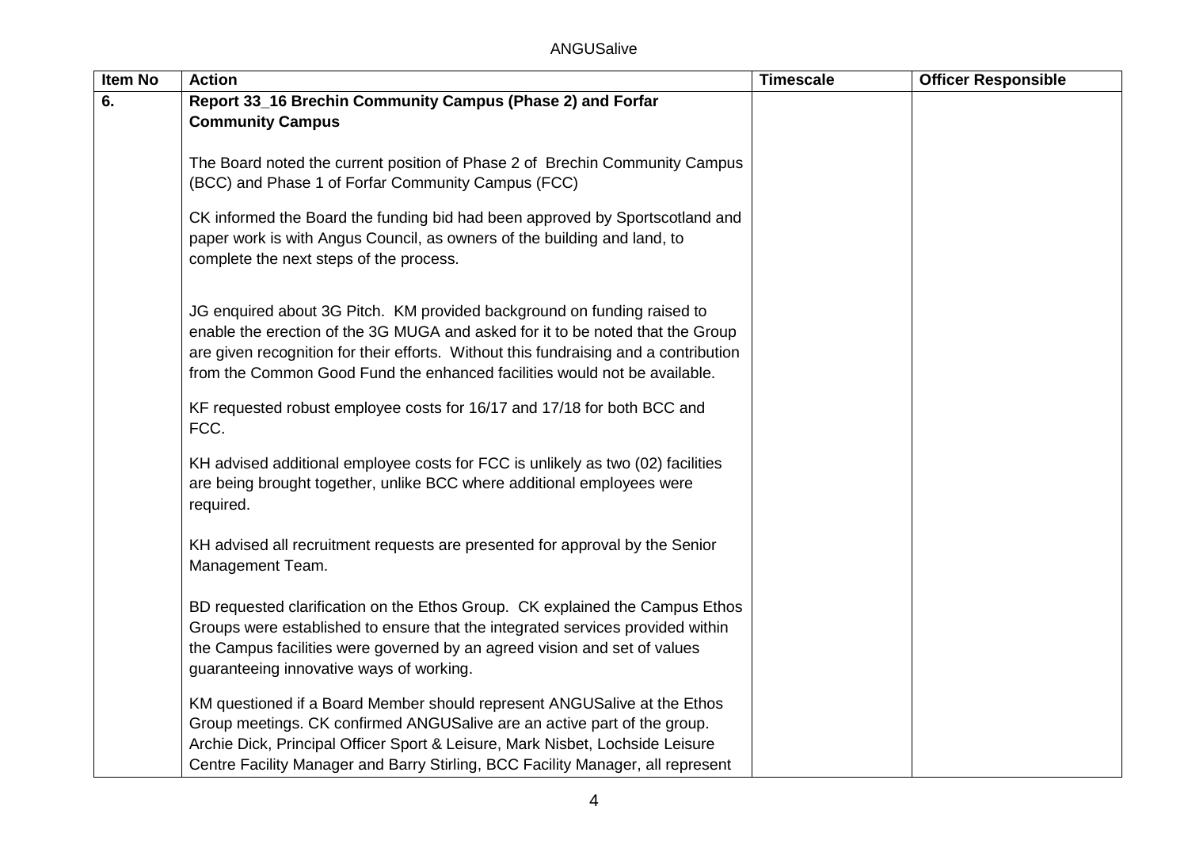| Item No | Action | Timescale | Officer Responsible |
|---|---|---|---|
| 6. | **Report 33_16 Brechin Community Campus (Phase 2) and Forfar Community Campus**<br><br>The Board noted the current position of Phase 2 of Brechin Community Campus (BCC) and Phase 1 of Forfar Community Campus (FCC)<br><br>CK informed the Board the funding bid had been approved by Sportscotland and paper work is with Angus Council, as owners of the building and land, to complete the next steps of the process.<br><br>JG enquired about 3G Pitch. KM provided background on funding raised to enable the erection of the 3G MUGA and asked for it to be noted that the Group are given recognition for their efforts. Without this fundraising and a contribution from the Common Good Fund the enhanced facilities would not be available.<br><br>KF requested robust employee costs for 16/17 and 17/18 for both BCC and FCC.<br><br>KH advised additional employee costs for FCC is unlikely as two (02) facilities are being brought together, unlike BCC where additional employees were required.<br><br>KH advised all recruitment requests are presented for approval by the Senior Management Team.<br><br>BD requested clarification on the Ethos Group. CK explained the Campus Ethos Groups were established to ensure that the integrated services provided within the Campus facilities were governed by an agreed vision and set of values guaranteeing innovative ways of working.<br><br>KM questioned if a Board Member should represent ANGUSalive at the Ethos Group meetings. CK confirmed ANGUSalive are an active part of the group. Archie Dick, Principal Officer Sport & Leisure, Mark Nisbet, Lochside Leisure Centre Facility Manager and Barry Stirling, BCC Facility Manager, all represent | | |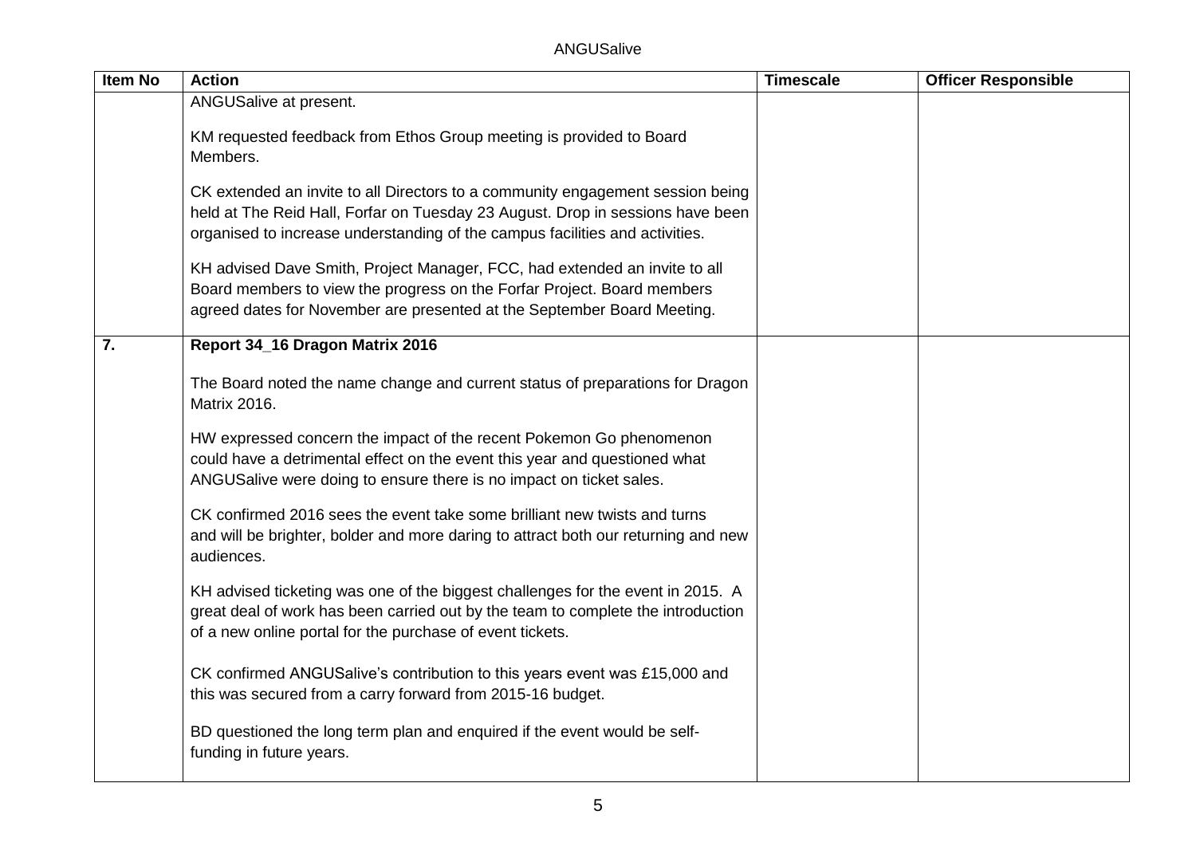| Item No | Action | Timescale | Officer Responsible |
|---|---|---|---|
| | ANGUSalive at present.<br><br>KM requested feedback from Ethos Group meeting is provided to Board Members.<br><br>CK extended an invite to all Directors to a community engagement session being held at The Reid Hall, Forfar on Tuesday 23 August. Drop in sessions have been organised to increase understanding of the campus facilities and activities.<br><br>KH advised Dave Smith, Project Manager, FCC, had extended an invite to all Board members to view the progress on the Forfar Project. Board members agreed dates for November are presented at the September Board Meeting. | | |
| **7.** | **Report 34_16 Dragon Matrix 2016**<br><br>The Board noted the name change and current status of preparations for Dragon Matrix 2016.<br><br>HW expressed concern the impact of the recent Pokemon Go phenomenon could have a detrimental effect on the event this year and questioned what ANGUSalive were doing to ensure there is no impact on ticket sales.<br><br>CK confirmed 2016 sees the event take some brilliant new twists and turns and will be brighter, bolder and more daring to attract both our returning and new audiences.<br><br>KH advised ticketing was one of the biggest challenges for the event in 2015. A great deal of work has been carried out by the team to complete the introduction of a new online portal for the purchase of event tickets.<br><br>CK confirmed ANGUSalive's contribution to this years event was £15,000 and this was secured from a carry forward from 2015-16 budget.<br><br>BD questioned the long term plan and enquired if the event would be self-funding in future years. | | |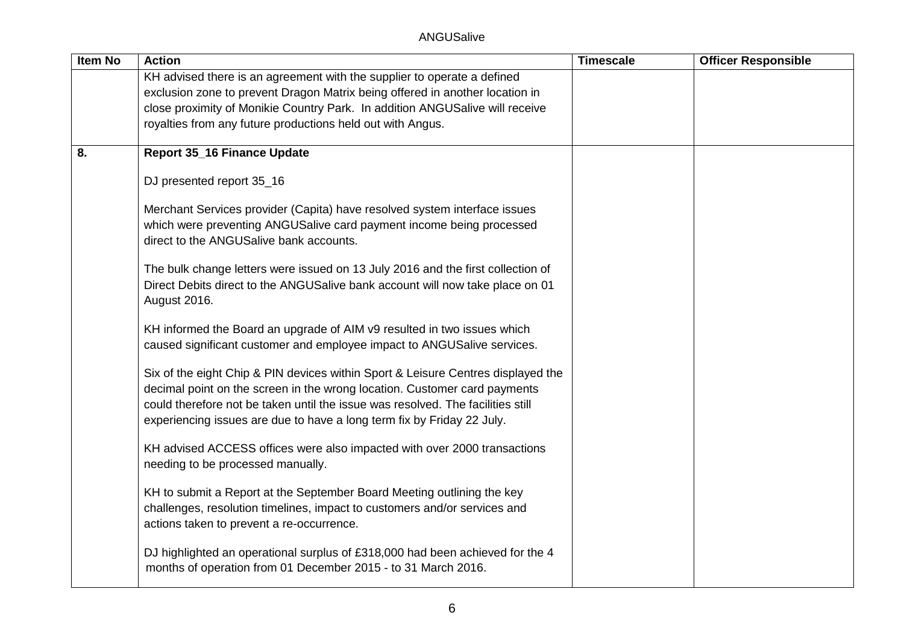| Item No | Action | Timescale | Officer Responsible |
|---|---|---|---|
| | KH advised there is an agreement with the supplier to operate a defined exclusion zone to prevent Dragon Matrix being offered in another location in close proximity of Monikie Country Park. In addition ANGUSalive will receive royalties from any future productions held out with Angus. | | |
| **8.** | **Report 35_16 Finance Update**<br><br>DJ presented report 35_16<br><br>Merchant Services provider (Capita) have resolved system interface issues which were preventing ANGUSalive card payment income being processed direct to the ANGUSalive bank accounts.<br><br>The bulk change letters were issued on 13 July 2016 and the first collection of Direct Debits direct to the ANGUSalive bank account will now take place on 01 August 2016.<br><br>KH informed the Board an upgrade of AIM v9 resulted in two issues which caused significant customer and employee impact to ANGUSalive services.<br><br>Six of the eight Chip & PIN devices within Sport & Leisure Centres displayed the decimal point on the screen in the wrong location. Customer card payments could therefore not be taken until the issue was resolved. The facilities still experiencing issues are due to have a long term fix by Friday 22 July.<br><br>KH advised ACCESS offices were also impacted with over 2000 transactions needing to be processed manually.<br><br>KH to submit a Report at the September Board Meeting outlining the key challenges, resolution timelines, impact to customers and/or services and actions taken to prevent a re-occurrence.<br><br>DJ highlighted an operational surplus of £318,000 had been achieved for the 4 months of operation from 01 December 2015 - to 31 March 2016. | | |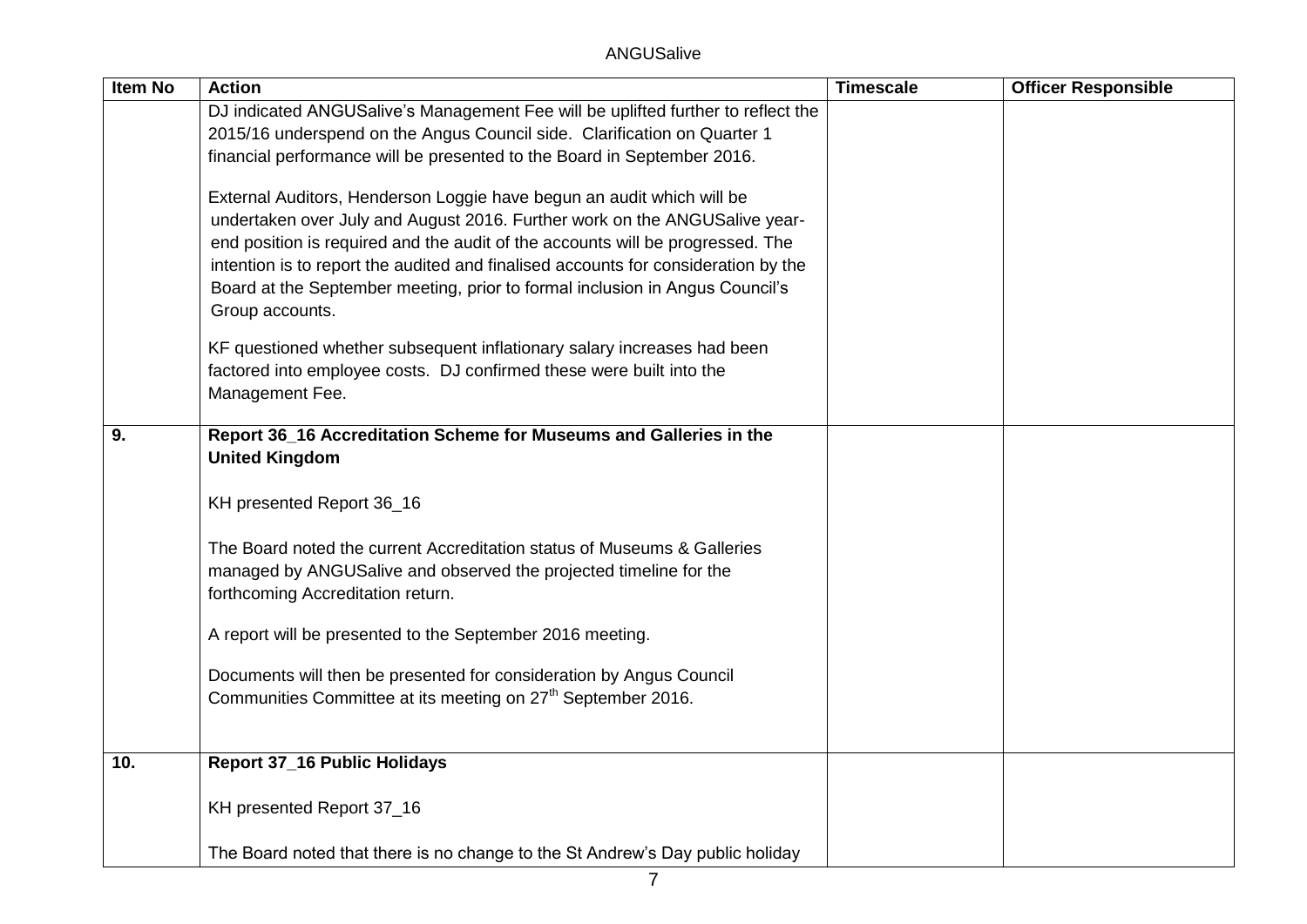| Item No | Action | Timescale | Officer Responsible |
|---|---|---|---|
| | DJ indicated ANGUSalive's Management Fee will be uplifted further to reflect the 2015/16 underspend on the Angus Council side. Clarification on Quarter 1 financial performance will be presented to the Board in September 2016.<br><br>External Auditors, Henderson Loggie have begun an audit which will be undertaken over July and August 2016. Further work on the ANGUSalive year-end position is required and the audit of the accounts will be progressed. The intention is to report the audited and finalised accounts for consideration by the Board at the September meeting, prior to formal inclusion in Angus Council's Group accounts.<br><br>KF questioned whether subsequent inflationary salary increases had been factored into employee costs. DJ confirmed these were built into the Management Fee. | | |
| **9.** | **Report 36_16 Accreditation Scheme for Museums and Galleries in the United Kingdom**<br><br>KH presented Report 36_16<br><br>The Board noted the current Accreditation status of Museums & Galleries managed by ANGUSalive and observed the projected timeline for the forthcoming Accreditation return.<br><br>A report will be presented to the September 2016 meeting.<br><br>Documents will then be presented for consideration by Angus Council Communities Committee at its meeting on 27th September 2016. | | |
| **10.** | **Report 37_16 Public Holidays**<br><br>KH presented Report 37_16<br><br>The Board noted that there is no change to the St Andrew's Day public holiday | | |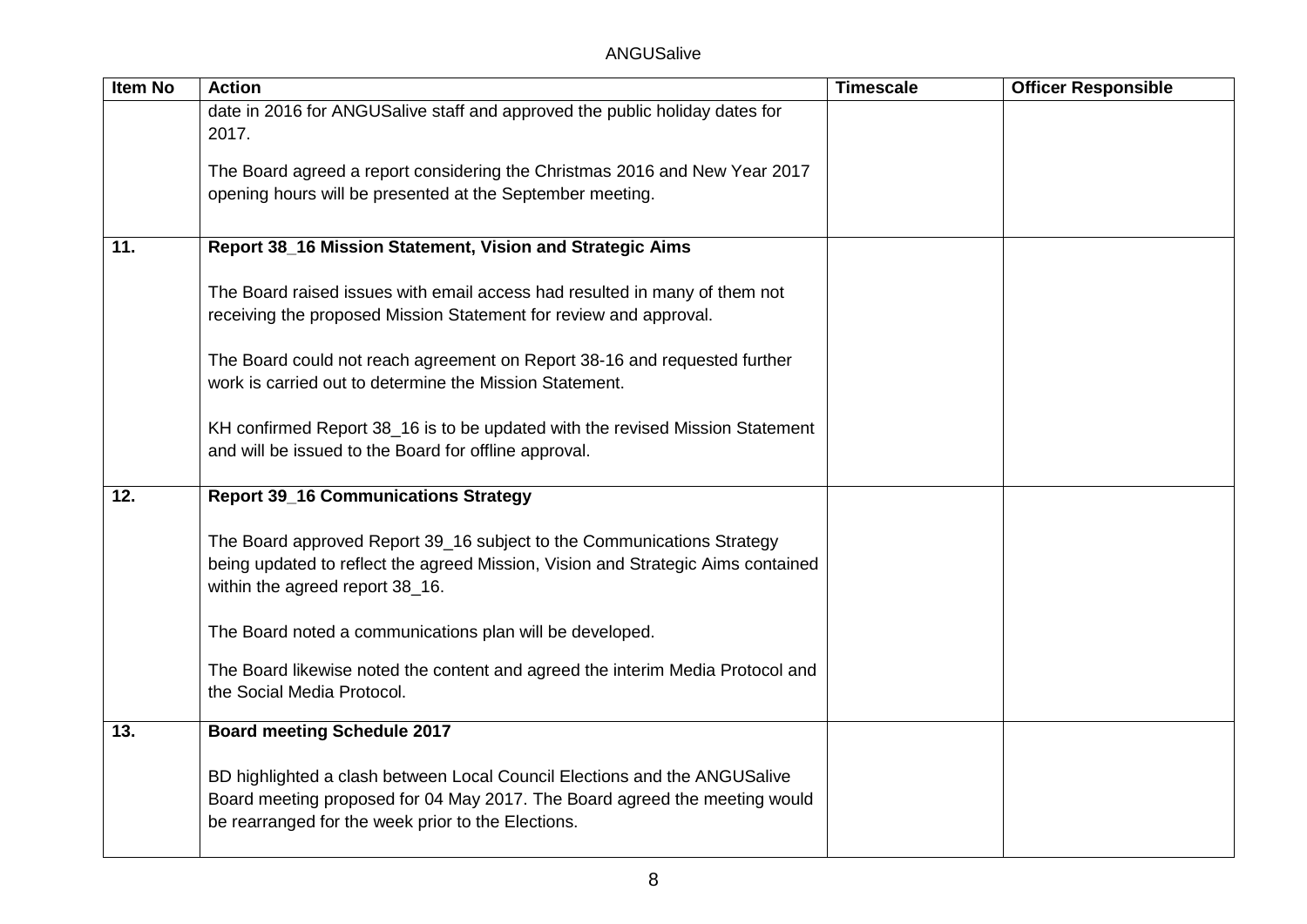| Item No | Action | Timescale | Officer Responsible |
| --- | --- | --- | --- |
| | date in 2016 for ANGUSalive staff and approved the public holiday dates for 2017.<br><br>The Board agreed a report considering the Christmas 2016 and New Year 2017 opening hours will be presented at the September meeting. | | |
| 11. | **Report 38_16 Mission Statement, Vision and Strategic Aims**<br><br>The Board raised issues with email access had resulted in many of them not receiving the proposed Mission Statement for review and approval.<br><br>The Board could not reach agreement on Report 38-16 and requested further work is carried out to determine the Mission Statement.<br><br>KH confirmed Report 38_16 is to be updated with the revised Mission Statement and will be issued to the Board for offline approval. | | |
| 12. | **Report 39_16 Communications Strategy**<br><br>The Board approved Report 39_16 subject to the Communications Strategy being updated to reflect the agreed Mission, Vision and Strategic Aims contained within the agreed report 38_16.<br><br>The Board noted a communications plan will be developed.<br><br>The Board likewise noted the content and agreed the interim Media Protocol and the Social Media Protocol. | | |
| 13. | **Board meeting Schedule 2017**<br><br>BD highlighted a clash between Local Council Elections and the ANGUSalive Board meeting proposed for 04 May 2017. The Board agreed the meeting would be rearranged for the week prior to the Elections. | | |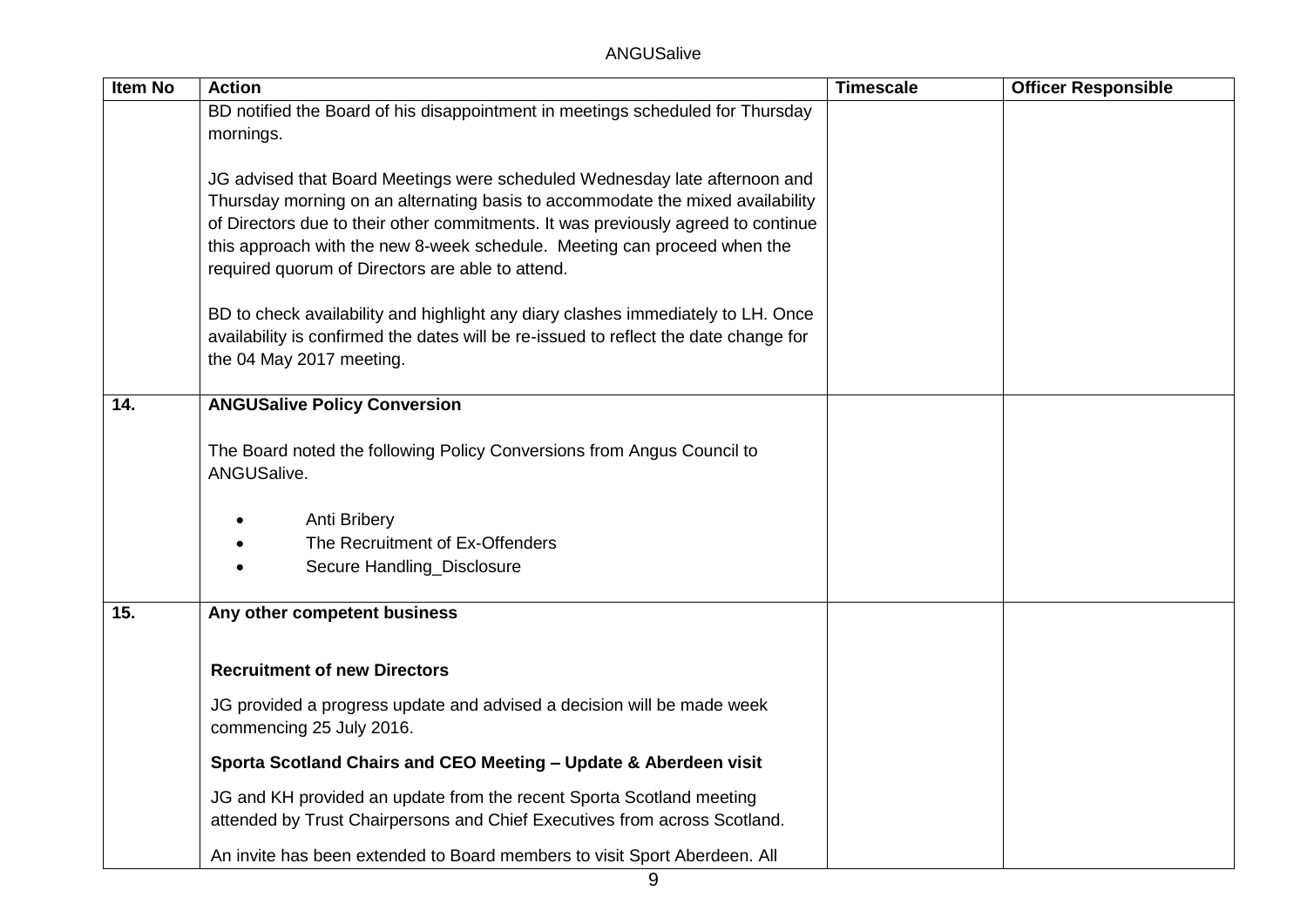| Item No | Action | Timescale | Officer Responsible |
|---|---|---|---|
| | BD notified the Board of his disappointment in meetings scheduled for Thursday mornings.<br><br>JG advised that Board Meetings were scheduled Wednesday late afternoon and Thursday morning on an alternating basis to accommodate the mixed availability of Directors due to their other commitments. It was previously agreed to continue this approach with the new 8-week schedule. Meeting can proceed when the required quorum of Directors are able to attend.<br><br>BD to check availability and highlight any diary clashes immediately to LH. Once availability is confirmed the dates will be re-issued to reflect the date change for the 04 May 2017 meeting. | | |
| **14.** | **ANGUSalive Policy Conversion**<br><br>The Board noted the following Policy Conversions from Angus Council to ANGUSalive.<br><br>• Anti Bribery<br>• The Recruitment of Ex-Offenders<br>• Secure Handling_Disclosure | | |
| **15.** | **Any other competent business**<br><br>**Recruitment of new Directors**<br><br>JG provided a progress update and advised a decision will be made week commencing 25 July 2016.<br><br>**Sporta Scotland Chairs and CEO Meeting – Update & Aberdeen visit**<br><br>JG and KH provided an update from the recent Sporta Scotland meeting attended by Trust Chairpersons and Chief Executives from across Scotland.<br><br>An invite has been extended to Board members to visit Sport Aberdeen. All | | |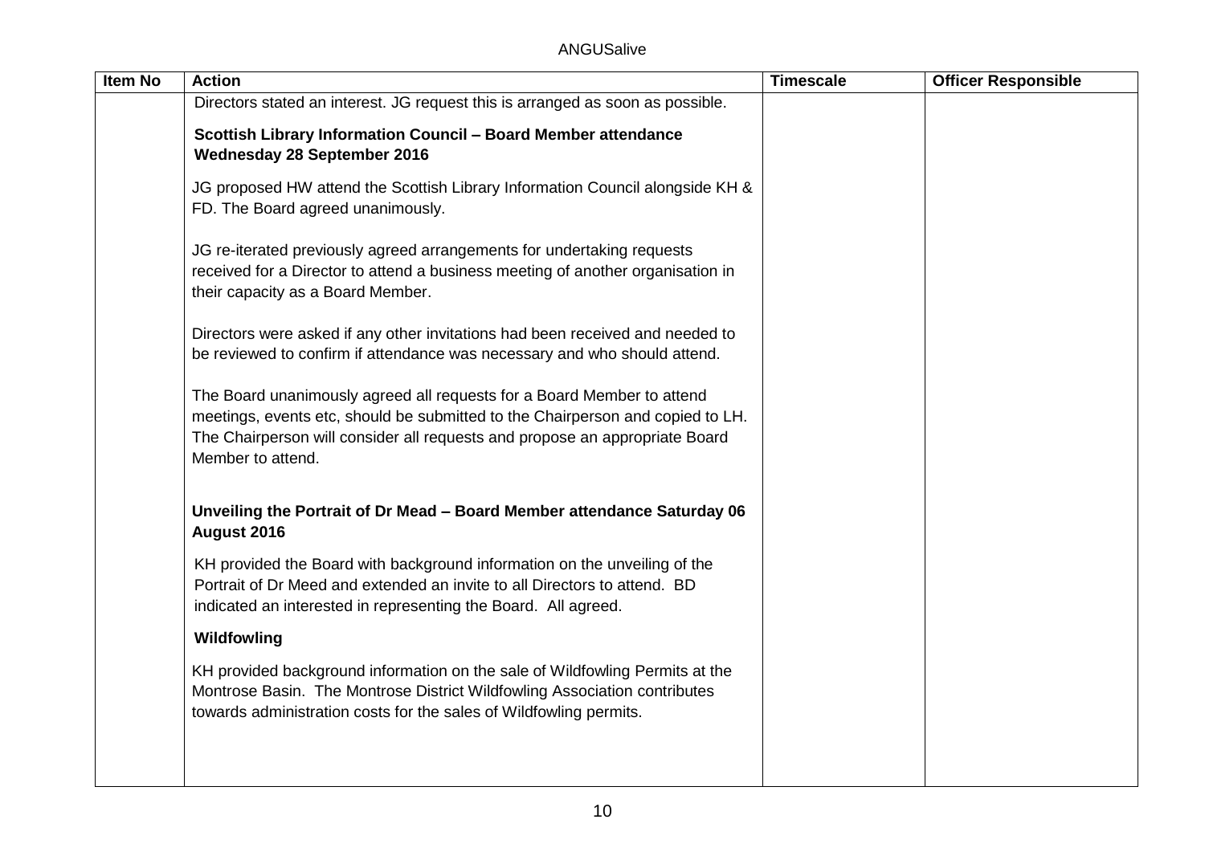| Item No | Action | Timescale | Officer Responsible |
|---|---|---|---|
| | Directors stated an interest. JG request this is arranged as soon as possible.<br><br>**Scottish Library Information Council – Board Member attendance Wednesday 28 September 2016**<br><br>JG proposed HW attend the Scottish Library Information Council alongside KH & FD. The Board agreed unanimously.<br><br>JG re-iterated previously agreed arrangements for undertaking requests received for a Director to attend a business meeting of another organisation in their capacity as a Board Member.<br><br>Directors were asked if any other invitations had been received and needed to be reviewed to confirm if attendance was necessary and who should attend.<br><br>The Board unanimously agreed all requests for a Board Member to attend meetings, events etc, should be submitted to the Chairperson and copied to LH. The Chairperson will consider all requests and propose an appropriate Board Member to attend.<br><br>**Unveiling the Portrait of Dr Mead – Board Member attendance Saturday 06 August 2016**<br><br>KH provided the Board with background information on the unveiling of the Portrait of Dr Meed and extended an invite to all Directors to attend. BD indicated an interested in representing the Board. All agreed.<br><br>**Wildfowling**<br><br>KH provided background information on the sale of Wildfowling Permits at the Montrose Basin. The Montrose District Wildfowling Association contributes towards administration costs for the sales of Wildfowling permits. | | |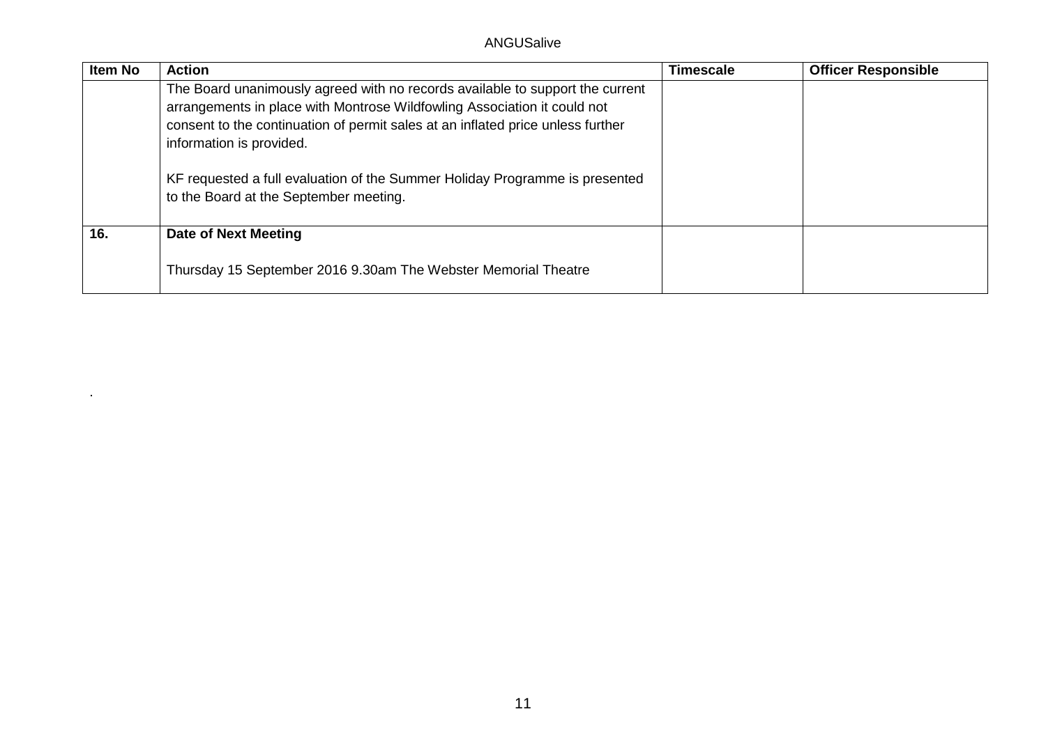| Item No | Action | Timescale | Officer Responsible |
|---|---|---|---|
| | The Board unanimously agreed with no records available to support the current arrangements in place with Montrose Wildfowling Association it could not consent to the continuation of permit sales at an inflated price unless further information is provided.<br><br>KF requested a full evaluation of the Summer Holiday Programme is presented to the Board at the September meeting. | | |
| **16.** | **Date of Next Meeting**<br><br>Thursday 15 September 2016 9.30am The Webster Memorial Theatre | | |

.